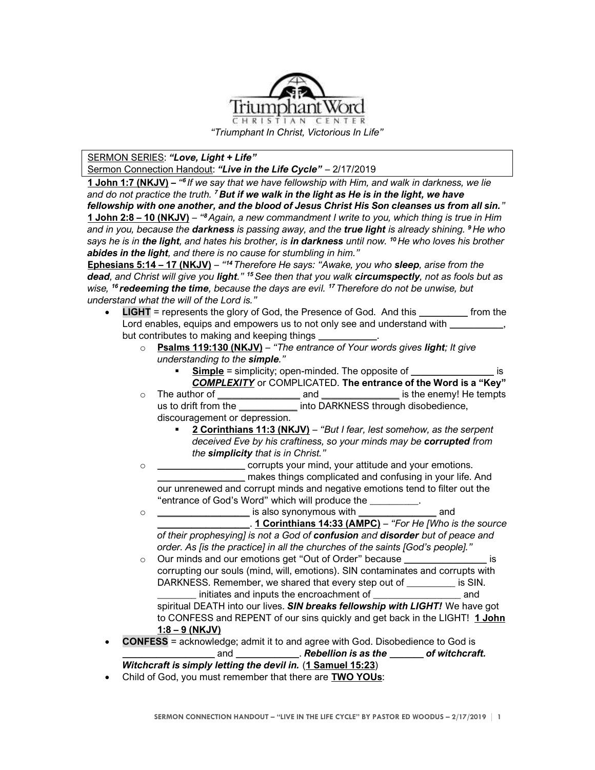Triumphant Word

CHRISTIAN CENTER

*"Triumphant In Christ, Victorious In Life"*

SERMON SERIES: ***"Love, Light + Life"***
Sermon Connection Handout: ***"Live in the Life Cycle"*** – 2/17/2019

**1 John 1:7 (NKJV)** – *"[6] If we say that we have fellowship with Him, and walk in darkness, we lie and do not practice the truth. [7]* ***But if we walk in the light as He is in the light, we have fellowship with one another, and the blood of Jesus Christ His Son cleanses us from all sin.****"*

**1 John 2:8 – 10 (NKJV)** – *"[8] Again, a new commandment I write to you, which thing is true in Him and in you, because the* ***darkness*** *is passing away, and the* ***true light*** *is already shining. [9] He who says he is in* ***the light****, and hates his brother, is* ***in darkness*** *until now. [10] He who loves his brother* ***abides in the light****, and there is no cause for stumbling in him."*

**Ephesians 5:14 – 17 (NKJV)** – *"[14] Therefore He says: "Awake, you who* ***sleep****, arise from the* ***dead****, and Christ will give you* ***light****." [15] See then that you walk* ***circumspectly****, not as fools but as wise, [16]* ***redeeming the time****, because the days are evil. [17] Therefore do not be unwise, but understand what the will of the Lord is."*

- **LIGHT** = represents the glory of God, the Presence of God. And this _________ from the Lord enables, equips and empowers us to not only see and understand with __________, but contributes to making and keeping things ___________.
  - **Psalms 119:130 (NKJV)** – *"The entrance of Your words gives* ***light****; It give understanding to the* ***simple****."*
    - **Simple** = simplicity; open-minded. The opposite of _______________ is ***COMPLEXITY*** or COMPLICATED. **The entrance of the Word is a "Key"**
  - The author of _______________ and ______________ is the enemy! He tempts us to drift from the ___________ into DARKNESS through disobedience, discouragement or depression.
    - **2 Corinthians 11:3 (NKJV)** – *"But I fear, lest somehow, as the serpent deceived Eve by his craftiness, so your minds may be* ***corrupted*** *from the* ***simplicity*** *that is in Christ."*
  - _______________ corrupts your mind, your attitude and your emotions. _______________ makes things complicated and confusing in your life. And our unrenewed and corrupt minds and negative emotions tend to filter out the "entrance of God's Word" which will produce the _________.
  - _________________ is also synonymous with ______________ and _________________. **1 Corinthians 14:33 (AMPC)** – *"For He [Who is the source of their prophesying] is not a God of* ***confusion*** *and* ***disorder*** *but of peace and order. As [is the practice] in all the churches of the saints [God's people]."*
  - Our minds and our emotions get "Out of Order" because _______________ is corrupting our souls (mind, will, emotions). SIN contaminates and corrupts with DARKNESS. Remember, we shared that every step out of _________ is SIN. _______ initiates and inputs the encroachment of ________________ and spiritual DEATH into our lives. ***SIN breaks fellowship with LIGHT!*** We have got to CONFESS and REPENT of our sins quickly and get back in the LIGHT! **1 John 1:8 – 9 (NKJV)**
- **CONFESS** = acknowledge; admit it to and agree with God. Disobedience to God is _________________ and ___________. ***Rebellion is as the ______ of witchcraft. Witchcraft is simply letting the devil in.*** (**1 Samuel 15:23**)
- Child of God, you must remember that there are **TWO YOUs**: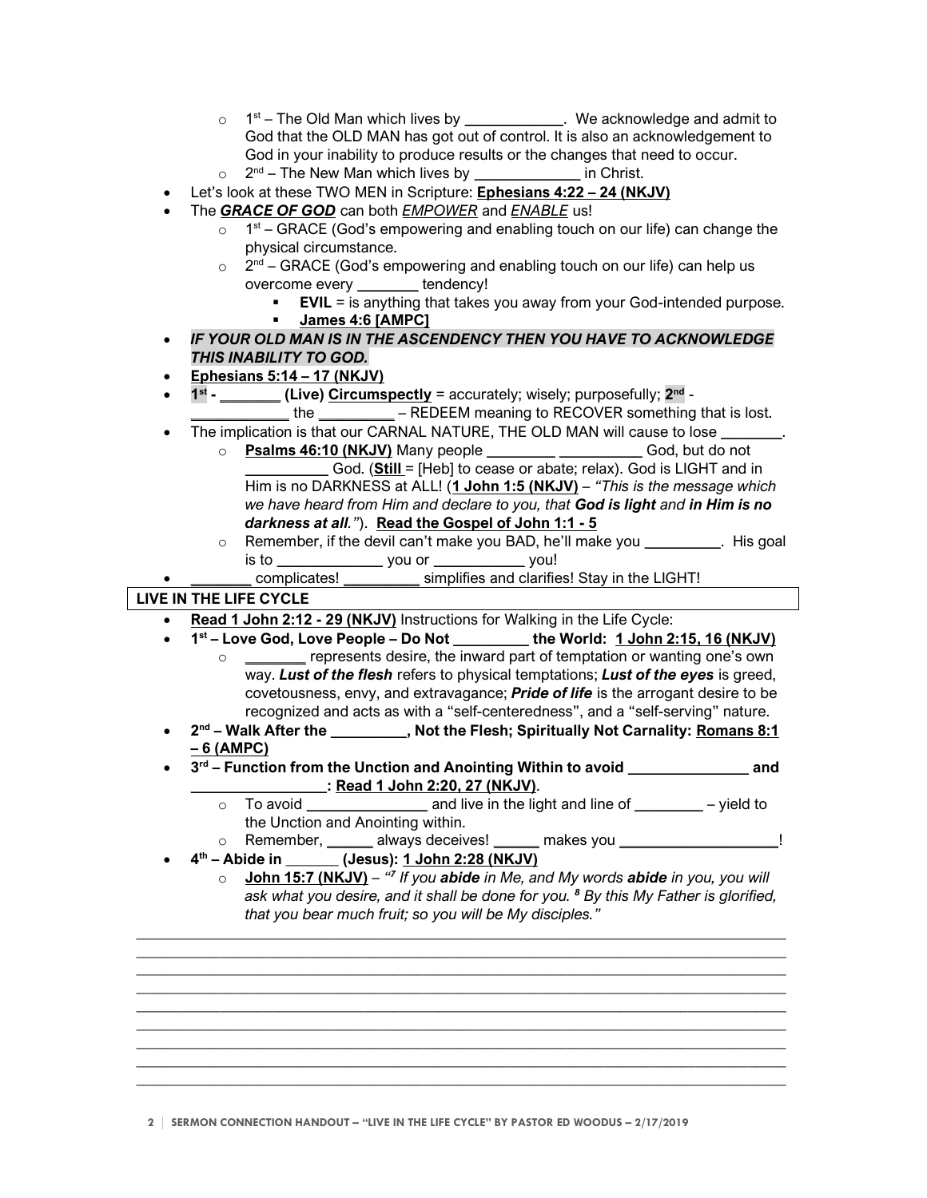- 1st – The Old Man which lives by ____________. We acknowledge and admit to God that the OLD MAN has got out of control. It is also an acknowledgement to God in your inability to produce results or the changes that need to occur.
  - 2nd – The New Man which lives by _____________ in Christ.
- Let's look at these TWO MEN in Scripture: **Ephesians 4:22 – 24 (NKJV)**
- The ***GRACE OF GOD*** can both *EMPOWER* and *ENABLE* us!
  - 1st – GRACE (God's empowering and enabling touch on our life) can change the physical circumstance.
  - 2nd – GRACE (God's empowering and enabling touch on our life) can help us overcome every _______ tendency!
    - **EVIL** = is anything that takes you away from your God-intended purpose.
    - **James 4:6 [AMPC]**
- ***IF YOUR OLD MAN IS IN THE ASCENDENCY THEN YOU HAVE TO ACKNOWLEDGE THIS INABILITY TO GOD.***
- **Ephesians 5:14 – 17 (NKJV)**
- **1st - _______ (Live) Circumspectly** = accurately; wisely; purposefully; **2nd** - ___________ the _________ – REDEEM meaning to RECOVER something that is lost.
- The implication is that our CARNAL NATURE, THE OLD MAN will cause to lose _______.
  - **Psalms 46:10 (NKJV)** Many people ________ __________ God, but do not __________ God. (**Still** = [Heb] to cease or abate; relax). God is LIGHT and in Him is no DARKNESS at ALL! (**1 John 1:5 (NKJV)** – *"This is the message which we have heard from Him and declare to you, that **God is light** and **in Him is no darkness at all.**"*). **Read the Gospel of John 1:1 - 5**
  - Remember, if the devil can't make you BAD, he'll make you _________. His goal is to _____________ you or ___________ you!
- _______ complicates! _________ simplifies and clarifies! Stay in the LIGHT!

## LIVE IN THE LIFE CYCLE

- **Read 1 John 2:12 - 29 (NKJV)** Instructions for Walking in the Life Cycle:
- **1st – Love God, Love People – Do Not _________ the World: 1 John 2:15, 16 (NKJV)**
  - _______ represents desire, the inward part of temptation or wanting one's own way. ***Lust of the flesh*** refers to physical temptations; ***Lust of the eyes*** is greed, covetousness, envy, and extravagance; ***Pride of life*** is the arrogant desire to be recognized and acts as with a "self-centeredness", and a "self-serving" nature.
- **2nd – Walk After the _________, Not the Flesh; Spiritually Not Carnality: Romans 8:1 – 6 (AMPC)**
- **3rd – Function from the Unction and Anointing Within to avoid ______________ and ________________: Read 1 John 2:20, 27 (NKJV)**.
  - To avoid _______________ and live in the light and line of ________ – yield to the Unction and Anointing within.
  - Remember, ______ always deceives! ______ makes you ___________________!
- **4th – Abide in _______ (Jesus): 1 John 2:28 (NKJV)**
  - **John 15:7 (NKJV)** – *"[7] If you **abide** in Me, and My words **abide** in you, you will ask what you desire, and it shall be done for you. [8] By this My Father is glorified, that you bear much fruit; so you will be My disciples."*

_______________________________________________________________________________

_______________________________________________________________________________

_______________________________________________________________________________

_______________________________________________________________________________

_______________________________________________________________________________

_______________________________________________________________________________

_______________________________________________________________________________

_______________________________________________________________________________

_______________________________________________________________________________